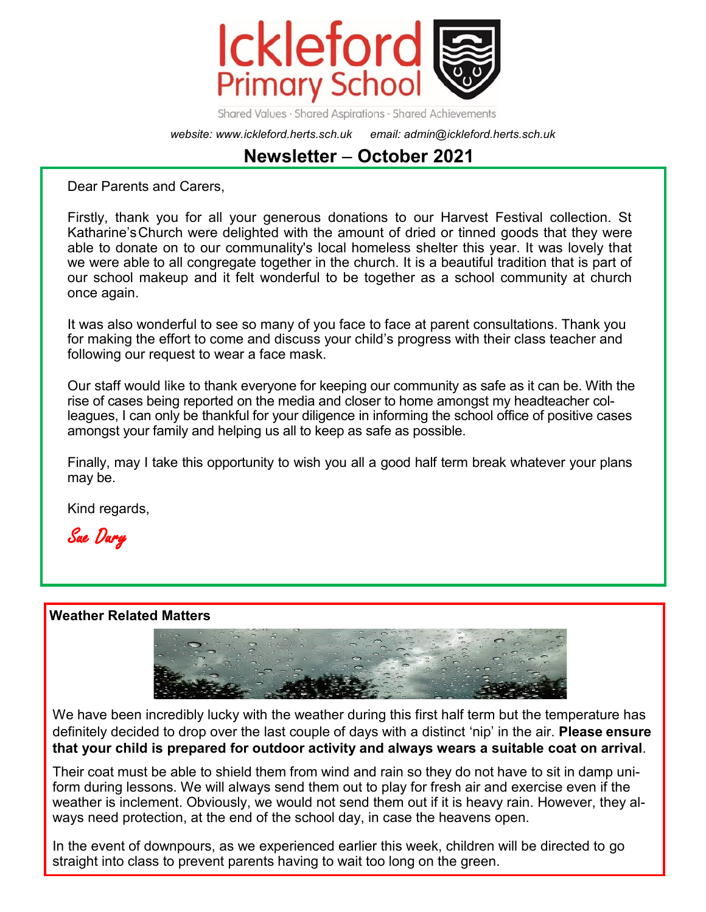# Ickleford Primary School

Shared Values · Shared Aspirations · Shared Achievements

*website: www.ickleford.herts.sch.uk      email: admin@ickleford.herts.sch.uk*

## Newsletter – October 2021

Dear Parents and Carers,

Firstly, thank you for all your generous donations to our Harvest Festival collection. St Katharine's Church were delighted with the amount of dried or tinned goods that they were able to donate on to our communality's local homeless shelter this year. It was lovely that we were able to all congregate together in the church. It is a beautiful tradition that is part of our school makeup and it felt wonderful to be together as a school community at church once again.

It was also wonderful to see so many of you face to face at parent consultations. Thank you for making the effort to come and discuss your child's progress with their class teacher and following our request to wear a face mask.

Our staff would like to thank everyone for keeping our community as safe as it can be. With the rise of cases being reported on the media and closer to home amongst my headteacher colleagues, I can only be thankful for your diligence in informing the school office of positive cases amongst your family and helping us all to keep as safe as possible.

Finally, may I take this opportunity to wish you all a good half term break whatever your plans may be.

Kind regards,

*Sue Dury*

### Weather Related Matters

We have been incredibly lucky with the weather during this first half term but the temperature has definitely decided to drop over the last couple of days with a distinct 'nip' in the air. **Please ensure that your child is prepared for outdoor activity and always wears a suitable coat on arrival**.

Their coat must be able to shield them from wind and rain so they do not have to sit in damp uniform during lessons. We will always send them out to play for fresh air and exercise even if the weather is inclement. Obviously, we would not send them out if it is heavy rain. However, they always need protection, at the end of the school day, in case the heavens open.

In the event of downpours, as we experienced earlier this week, children will be directed to go straight into class to prevent parents having to wait too long on the green.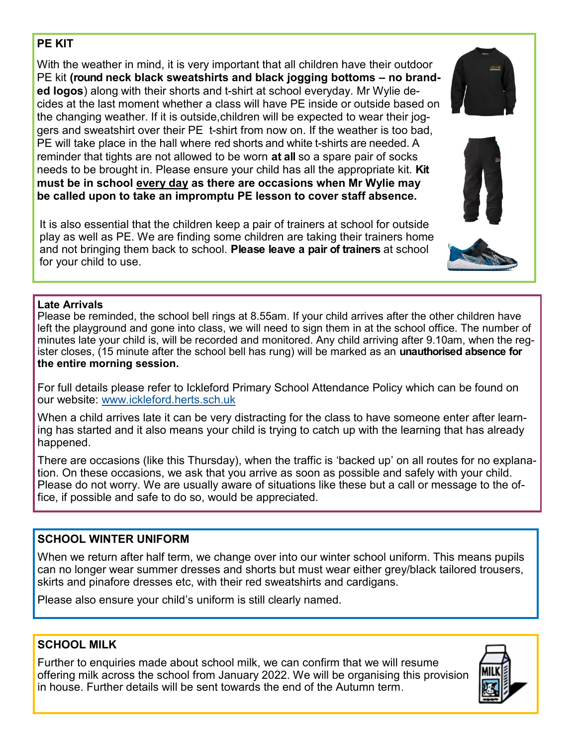## PE KIT

With the weather in mind, it is very important that all children have their outdoor PE kit **(round neck black sweatshirts and black jogging bottoms – no branded logos**) along with their shorts and t-shirt at school everyday. Mr Wylie decides at the last moment whether a class will have PE inside or outside based on the changing weather. If it is outside,children will be expected to wear their joggers and sweatshirt over their PE t-shirt from now on. If the weather is too bad, PE will take place in the hall where red shorts and white t-shirts are needed. A reminder that tights are not allowed to be worn **at all** so a spare pair of socks needs to be brought in. Please ensure your child has all the appropriate kit. **Kit must be in school <u>every day</u> as there are occasions when Mr Wylie may be called upon to take an impromptu PE lesson to cover staff absence.**

It is also essential that the children keep a pair of trainers at school for outside play as well as PE. We are finding some children are taking their trainers home and not bringing them back to school. **Please leave a pair of trainers** at school for your child to use.

## Late Arrivals

Please be reminded, the school bell rings at 8.55am. If your child arrives after the other children have left the playground and gone into class, we will need to sign them in at the school office. The number of minutes late your child is, will be recorded and monitored. Any child arriving after 9.10am, when the register closes, (15 minute after the school bell has rung) will be marked as an **unauthorised absence for the entire morning session.**

For full details please refer to Ickleford Primary School Attendance Policy which can be found on our website: www.ickleford.herts.sch.uk

When a child arrives late it can be very distracting for the class to have someone enter after learning has started and it also means your child is trying to catch up with the learning that has already happened.

There are occasions (like this Thursday), when the traffic is 'backed up' on all routes for no explanation. On these occasions, we ask that you arrive as soon as possible and safely with your child. Please do not worry. We are usually aware of situations like these but a call or message to the office, if possible and safe to do so, would be appreciated.

## SCHOOL WINTER UNIFORM

When we return after half term, we change over into our winter school uniform. This means pupils can no longer wear summer dresses and shorts but must wear either grey/black tailored trousers, skirts and pinafore dresses etc, with their red sweatshirts and cardigans.

Please also ensure your child's uniform is still clearly named.

## SCHOOL MILK

Further to enquiries made about school milk, we can confirm that we will resume offering milk across the school from January 2022. We will be organising this provision in house. Further details will be sent towards the end of the Autumn term.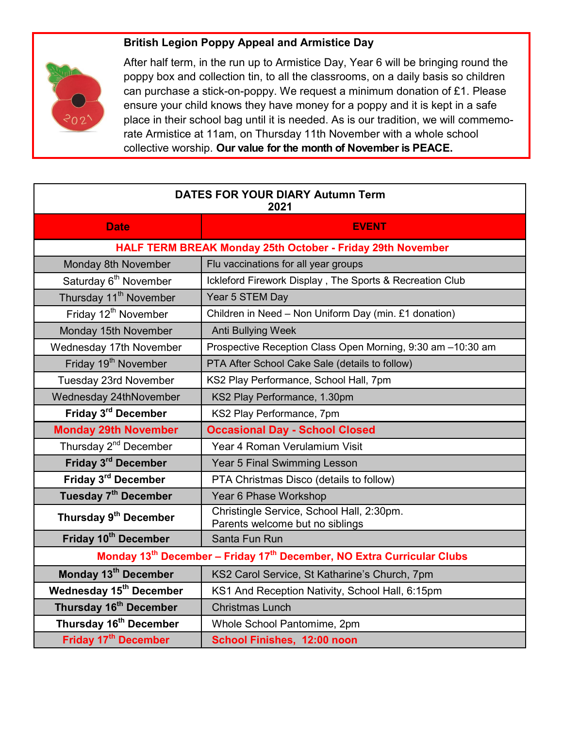### British Legion Poppy Appeal and Armistice Day

After half term, in the run up to Armistice Day, Year 6 will be bringing round the poppy box and collection tin, to all the classrooms, on a daily basis so children can purchase a stick-on-poppy. We request a minimum donation of £1. Please ensure your child knows they have money for a poppy and it is kept in a safe place in their school bag until it is needed. As is our tradition, we will commemorate Armistice at 11am, on Thursday 11th November with a whole school collective worship. **Our value for the month of November is PEACE.**

| DATES FOR YOUR DIARY Autumn Term 2021 | |
|---|---|
| **Date** | **EVENT** |
| **HALF TERM BREAK Monday 25th October - Friday 29th November** | |
| Monday 8th November | Flu vaccinations for all year groups |
| Saturday 6th November | Ickleford Firework Display , The Sports & Recreation Club |
| Thursday 11th November | Year 5 STEM Day |
| Friday 12th November | Children in Need – Non Uniform Day (min. £1 donation) |
| Monday 15th November | Anti Bullying Week |
| Wednesday 17th November | Prospective Reception Class Open Morning, 9:30 am –10:30 am |
| Friday 19th November | PTA After School Cake Sale (details to follow) |
| Tuesday 23rd November | KS2 Play Performance, School Hall, 7pm |
| Wednesday 24thNovember | KS2 Play Performance, 1.30pm |
| **Friday 3rd December** | KS2 Play Performance, 7pm |
| **Monday 29th November** | **Occasional Day - School Closed** |
| Thursday 2nd December | Year 4 Roman Verulamium Visit |
| **Friday 3rd December** | Year 5 Final Swimming Lesson |
| **Friday 3rd December** | PTA Christmas Disco (details to follow) |
| **Tuesday 7th December** | Year 6 Phase Workshop |
| **Thursday 9th December** | Christingle Service, School Hall, 2:30pm. Parents welcome but no siblings |
| **Friday 10th December** | Santa Fun Run |
| **Monday 13th December – Friday 17th December, NO Extra Curricular Clubs** | |
| **Monday 13th December** | KS2 Carol Service, St Katharine's Church, 7pm |
| **Wednesday 15th December** | KS1 And Reception Nativity, School Hall, 6:15pm |
| **Thursday 16th December** | Christmas Lunch |
| **Thursday 16th December** | Whole School Pantomime, 2pm |
| **Friday 17th December** | **School Finishes, 12:00 noon** |